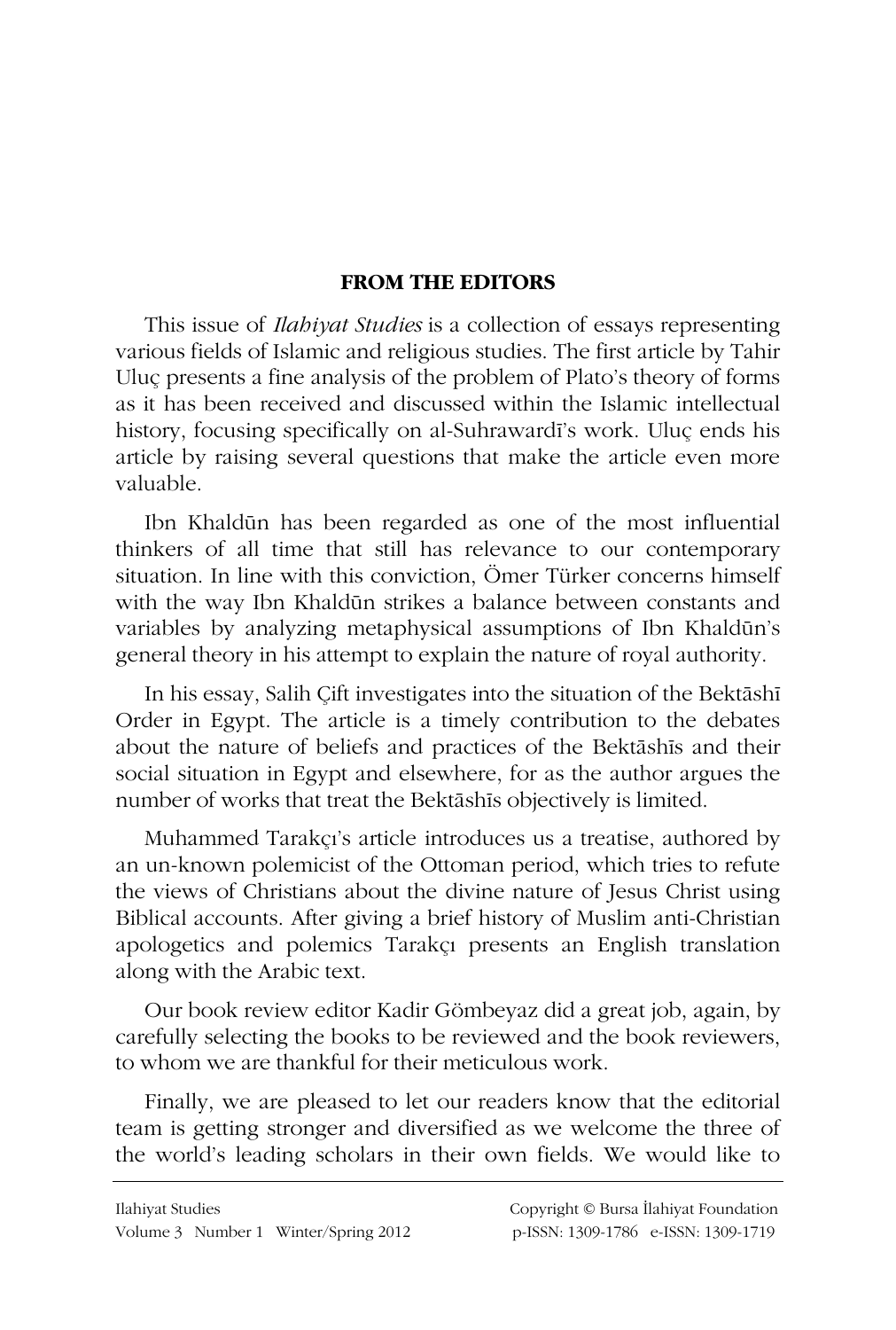## FROM THE EDITORS

This issue of *Ilahiyat Studies* is a collection of essays representing various fields of Islamic and religious studies. The first article by Tahir Uluç presents a fine analysis of the problem of Plato's theory of forms as it has been received and discussed within the Islamic intellectual history, focusing specifically on al-Suhrawardī's work. Uluç ends his article by raising several questions that make the article even more valuable.

Ibn Khaldūn has been regarded as one of the most influential thinkers of all time that still has relevance to our contemporary situation. In line with this conviction, Ömer Türker concerns himself with the way Ibn Khaldūn strikes a balance between constants and variables by analyzing metaphysical assumptions of Ibn Khaldūn's general theory in his attempt to explain the nature of royal authority.

In his essay, Salih Çift investigates into the situation of the Bektāshī Order in Egypt. The article is a timely contribution to the debates about the nature of beliefs and practices of the Bektāshīs and their social situation in Egypt and elsewhere, for as the author argues the number of works that treat the Bektāshīs objectively is limited.

Muhammed Tarakçı's article introduces us a treatise, authored by an un-known polemicist of the Ottoman period, which tries to refute the views of Christians about the divine nature of Jesus Christ using Biblical accounts. After giving a brief history of Muslim anti-Christian apologetics and polemics Tarakçı presents an English translation along with the Arabic text.

Our book review editor Kadir Gömbeyaz did a great job, again, by carefully selecting the books to be reviewed and the book reviewers, to whom we are thankful for their meticulous work.

Finally, we are pleased to let our readers know that the editorial team is getting stronger and diversified as we welcome the three of the world's leading scholars in their own fields. We would like to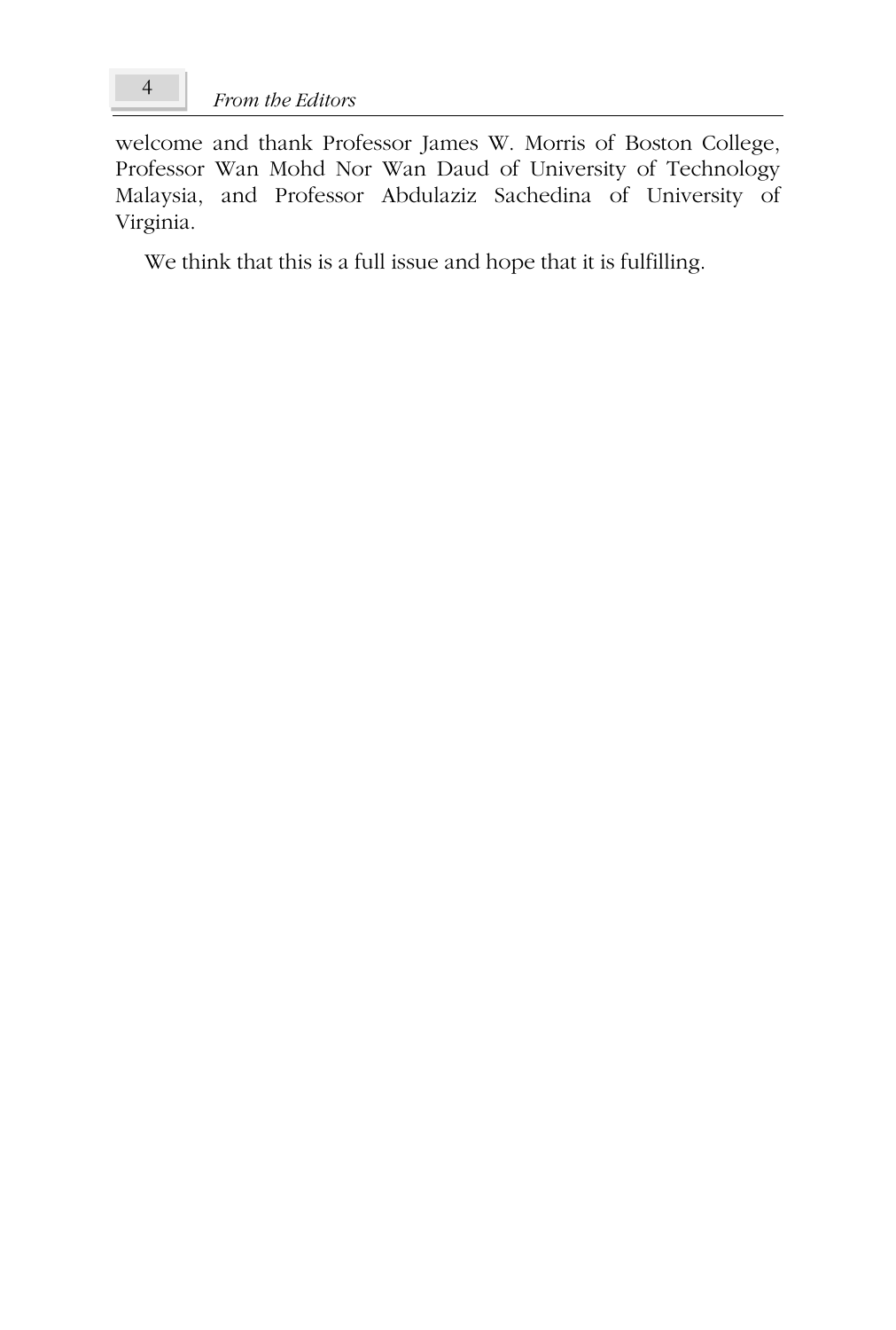welcome and thank Professor James W. Morris of Boston College, Professor Wan Mohd Nor Wan Daud of University of Technology Malaysia, and Professor Abdulaziz Sachedina of University of Virginia.

We think that this is a full issue and hope that it is fulfilling.